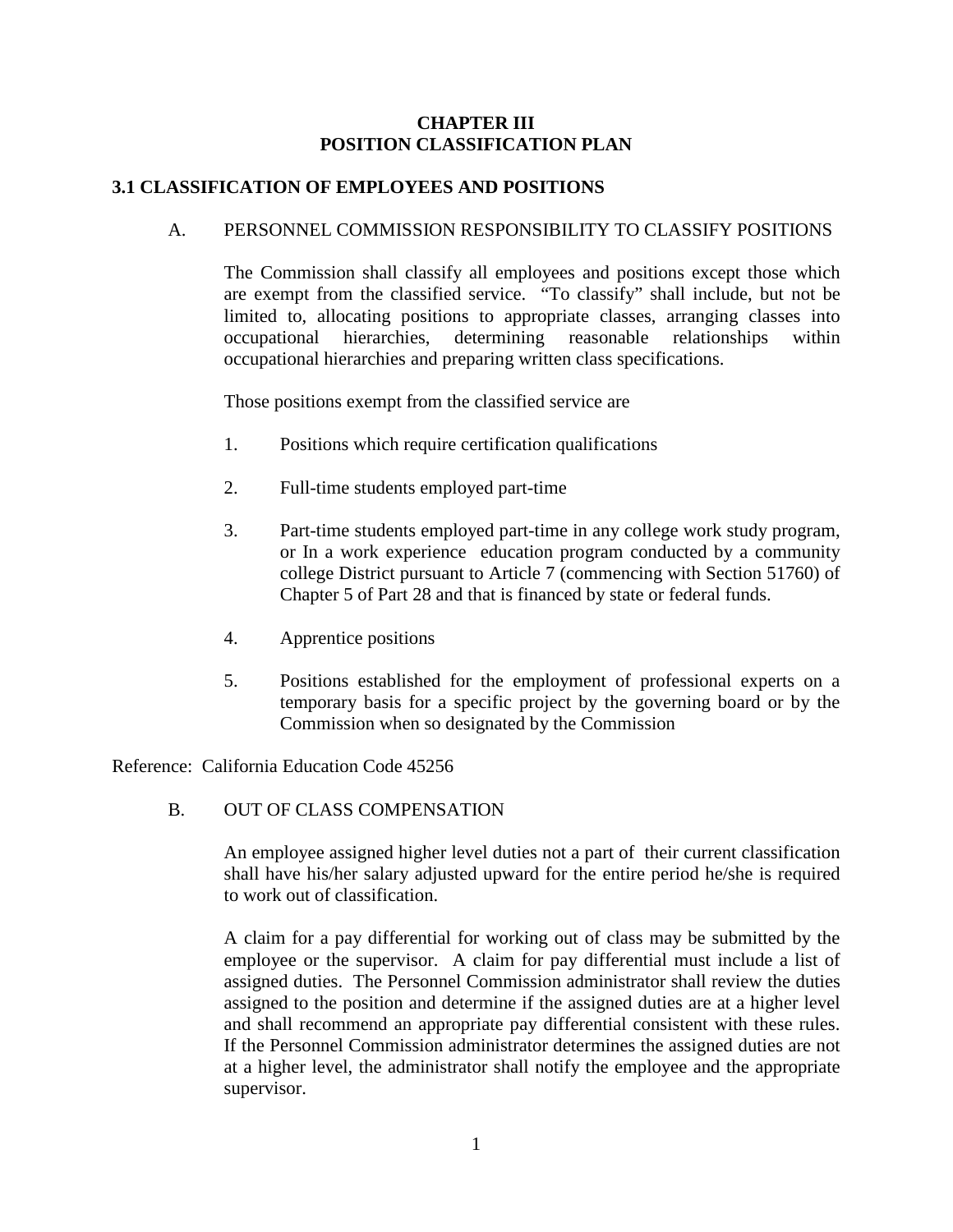# CHAPTER III
# POSITION CLASSIFICATION PLAN

## 3.1 CLASSIFICATION OF EMPLOYEES AND POSITIONS

### A. PERSONNEL COMMISSION RESPONSIBILITY TO CLASSIFY POSITIONS

The Commission shall classify all employees and positions except those which are exempt from the classified service. "To classify" shall include, but not be limited to, allocating positions to appropriate classes, arranging classes into occupational hierarchies, determining reasonable relationships within occupational hierarchies and preparing written class specifications.

Those positions exempt from the classified service are

1. Positions which require certification qualifications
2. Full-time students employed part-time
3. Part-time students employed part-time in any college work study program, or In a work experience education program conducted by a community college District pursuant to Article 7 (commencing with Section 51760) of Chapter 5 of Part 28 and that is financed by state or federal funds.
4. Apprentice positions
5. Positions established for the employment of professional experts on a temporary basis for a specific project by the governing board or by the Commission when so designated by the Commission

Reference: California Education Code 45256

### B. OUT OF CLASS COMPENSATION

An employee assigned higher level duties not a part of their current classification shall have his/her salary adjusted upward for the entire period he/she is required to work out of classification.

A claim for a pay differential for working out of class may be submitted by the employee or the supervisor. A claim for pay differential must include a list of assigned duties. The Personnel Commission administrator shall review the duties assigned to the position and determine if the assigned duties are at a higher level and shall recommend an appropriate pay differential consistent with these rules. If the Personnel Commission administrator determines the assigned duties are not at a higher level, the administrator shall notify the employee and the appropriate supervisor.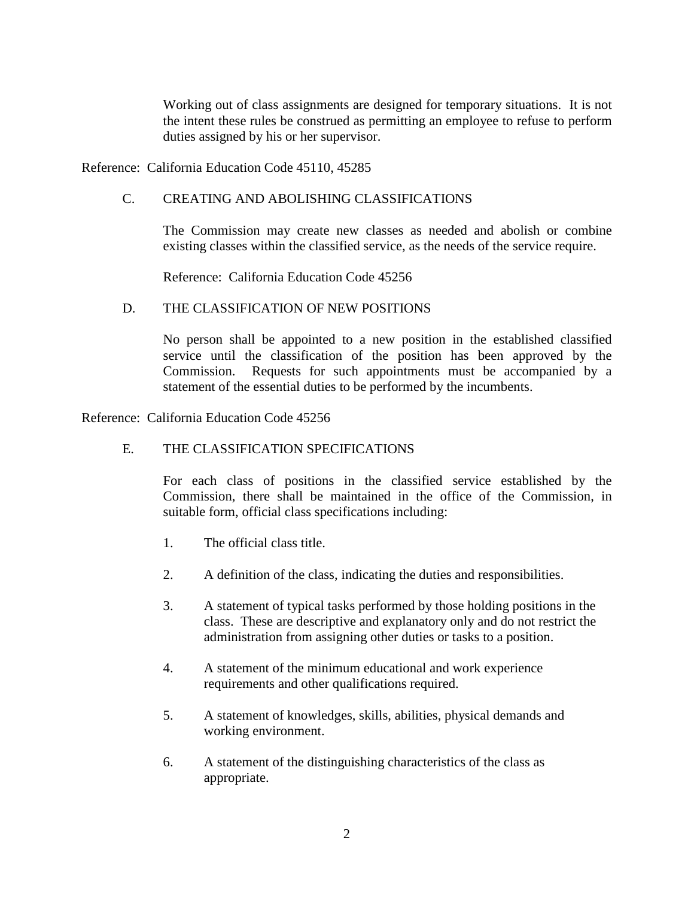Working out of class assignments are designed for temporary situations. It is not the intent these rules be construed as permitting an employee to refuse to perform duties assigned by his or her supervisor.

Reference: California Education Code 45110, 45285

## C. CREATING AND ABOLISHING CLASSIFICATIONS

The Commission may create new classes as needed and abolish or combine existing classes within the classified service, as the needs of the service require.

Reference: California Education Code 45256

## D. THE CLASSIFICATION OF NEW POSITIONS

No person shall be appointed to a new position in the established classified service until the classification of the position has been approved by the Commission. Requests for such appointments must be accompanied by a statement of the essential duties to be performed by the incumbents.

Reference: California Education Code 45256

## E. THE CLASSIFICATION SPECIFICATIONS

For each class of positions in the classified service established by the Commission, there shall be maintained in the office of the Commission, in suitable form, official class specifications including:

1. The official class title.
2. A definition of the class, indicating the duties and responsibilities.
3. A statement of typical tasks performed by those holding positions in the class. These are descriptive and explanatory only and do not restrict the administration from assigning other duties or tasks to a position.
4. A statement of the minimum educational and work experience requirements and other qualifications required.
5. A statement of knowledges, skills, abilities, physical demands and working environment.
6. A statement of the distinguishing characteristics of the class as appropriate.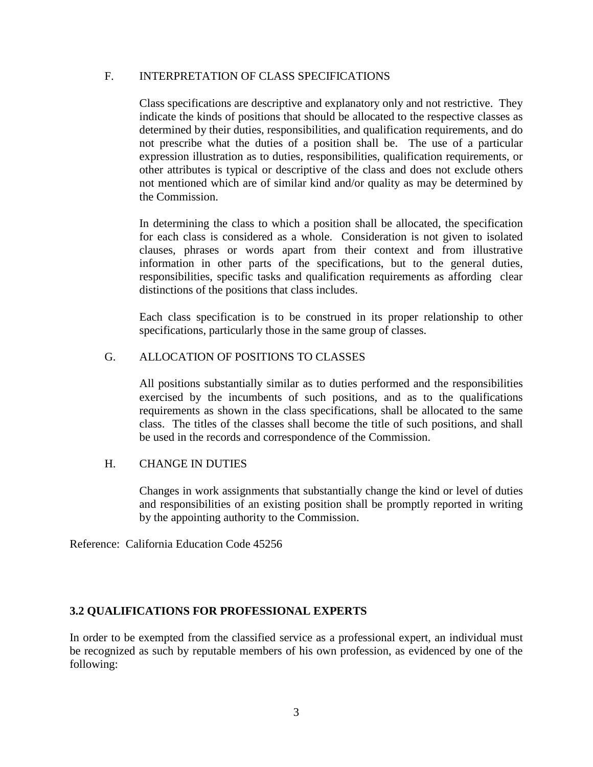F. INTERPRETATION OF CLASS SPECIFICATIONS

Class specifications are descriptive and explanatory only and not restrictive. They indicate the kinds of positions that should be allocated to the respective classes as determined by their duties, responsibilities, and qualification requirements, and do not prescribe what the duties of a position shall be. The use of a particular expression illustration as to duties, responsibilities, qualification requirements, or other attributes is typical or descriptive of the class and does not exclude others not mentioned which are of similar kind and/or quality as may be determined by the Commission.

In determining the class to which a position shall be allocated, the specification for each class is considered as a whole. Consideration is not given to isolated clauses, phrases or words apart from their context and from illustrative information in other parts of the specifications, but to the general duties, responsibilities, specific tasks and qualification requirements as affording clear distinctions of the positions that class includes.

Each class specification is to be construed in its proper relationship to other specifications, particularly those in the same group of classes.

G. ALLOCATION OF POSITIONS TO CLASSES

All positions substantially similar as to duties performed and the responsibilities exercised by the incumbents of such positions, and as to the qualifications requirements as shown in the class specifications, shall be allocated to the same class. The titles of the classes shall become the title of such positions, and shall be used in the records and correspondence of the Commission.

H. CHANGE IN DUTIES

Changes in work assignments that substantially change the kind or level of duties and responsibilities of an existing position shall be promptly reported in writing by the appointing authority to the Commission.

Reference: California Education Code 45256

## 3.2 QUALIFICATIONS FOR PROFESSIONAL EXPERTS

In order to be exempted from the classified service as a professional expert, an individual must be recognized as such by reputable members of his own profession, as evidenced by one of the following: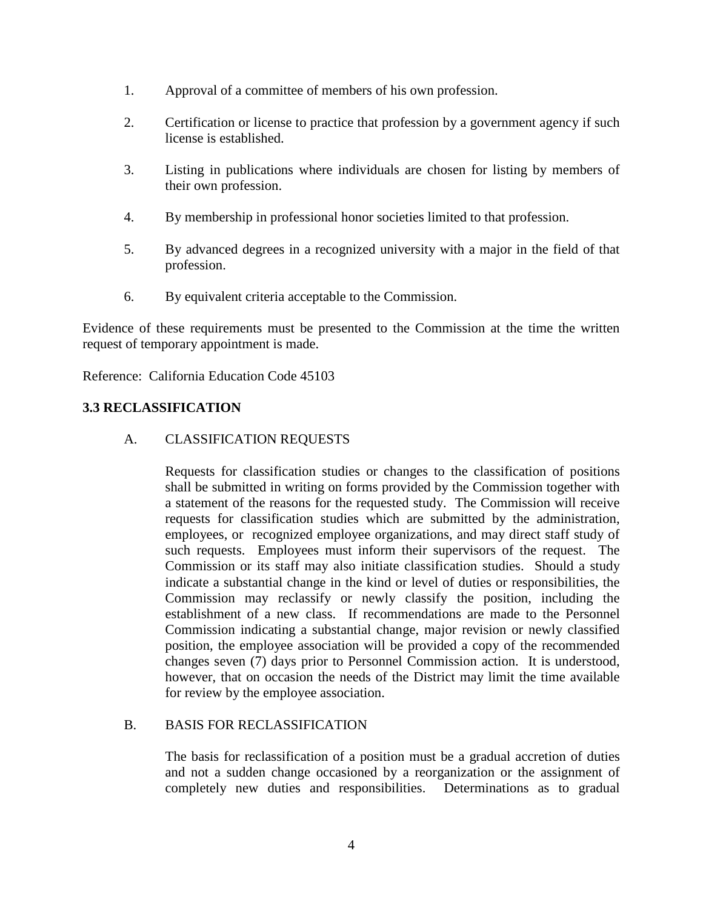1. Approval of a committee of members of his own profession.

2. Certification or license to practice that profession by a government agency if such license is established.

3. Listing in publications where individuals are chosen for listing by members of their own profession.

4. By membership in professional honor societies limited to that profession.

5. By advanced degrees in a recognized university with a major in the field of that profession.

6. By equivalent criteria acceptable to the Commission.

Evidence of these requirements must be presented to the Commission at the time the written request of temporary appointment is made.

Reference: California Education Code 45103

## 3.3 RECLASSIFICATION

### A. CLASSIFICATION REQUESTS

Requests for classification studies or changes to the classification of positions shall be submitted in writing on forms provided by the Commission together with a statement of the reasons for the requested study. The Commission will receive requests for classification studies which are submitted by the administration, employees, or recognized employee organizations, and may direct staff study of such requests. Employees must inform their supervisors of the request. The Commission or its staff may also initiate classification studies. Should a study indicate a substantial change in the kind or level of duties or responsibilities, the Commission may reclassify or newly classify the position, including the establishment of a new class. If recommendations are made to the Personnel Commission indicating a substantial change, major revision or newly classified position, the employee association will be provided a copy of the recommended changes seven (7) days prior to Personnel Commission action. It is understood, however, that on occasion the needs of the District may limit the time available for review by the employee association.

### B. BASIS FOR RECLASSIFICATION

The basis for reclassification of a position must be a gradual accretion of duties and not a sudden change occasioned by a reorganization or the assignment of completely new duties and responsibilities. Determinations as to gradual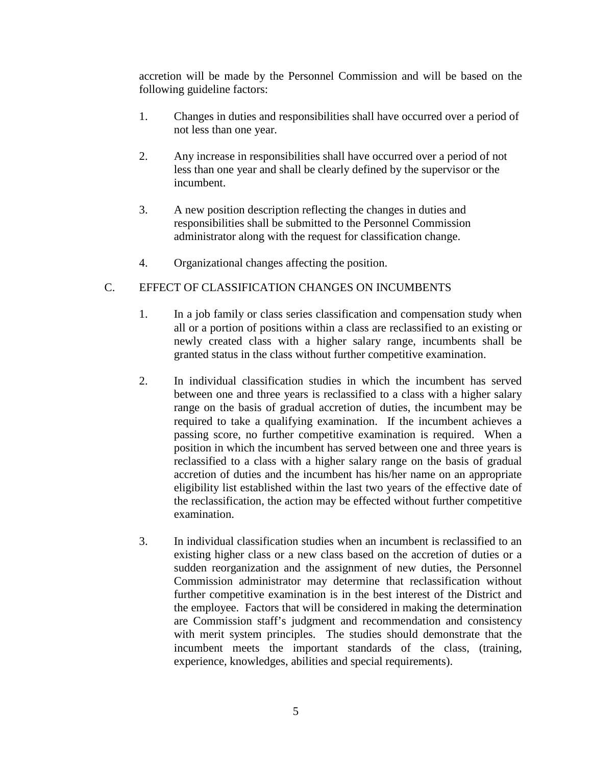accretion will be made by the Personnel Commission and will be based on the following guideline factors:

1. Changes in duties and responsibilities shall have occurred over a period of not less than one year.

2. Any increase in responsibilities shall have occurred over a period of not less than one year and shall be clearly defined by the supervisor or the incumbent.

3. A new position description reflecting the changes in duties and responsibilities shall be submitted to the Personnel Commission administrator along with the request for classification change.

4. Organizational changes affecting the position.

C. EFFECT OF CLASSIFICATION CHANGES ON INCUMBENTS

1. In a job family or class series classification and compensation study when all or a portion of positions within a class are reclassified to an existing or newly created class with a higher salary range, incumbents shall be granted status in the class without further competitive examination.

2. In individual classification studies in which the incumbent has served between one and three years is reclassified to a class with a higher salary range on the basis of gradual accretion of duties, the incumbent may be required to take a qualifying examination. If the incumbent achieves a passing score, no further competitive examination is required. When a position in which the incumbent has served between one and three years is reclassified to a class with a higher salary range on the basis of gradual accretion of duties and the incumbent has his/her name on an appropriate eligibility list established within the last two years of the effective date of the reclassification, the action may be effected without further competitive examination.

3. In individual classification studies when an incumbent is reclassified to an existing higher class or a new class based on the accretion of duties or a sudden reorganization and the assignment of new duties, the Personnel Commission administrator may determine that reclassification without further competitive examination is in the best interest of the District and the employee. Factors that will be considered in making the determination are Commission staff's judgment and recommendation and consistency with merit system principles. The studies should demonstrate that the incumbent meets the important standards of the class, (training, experience, knowledges, abilities and special requirements).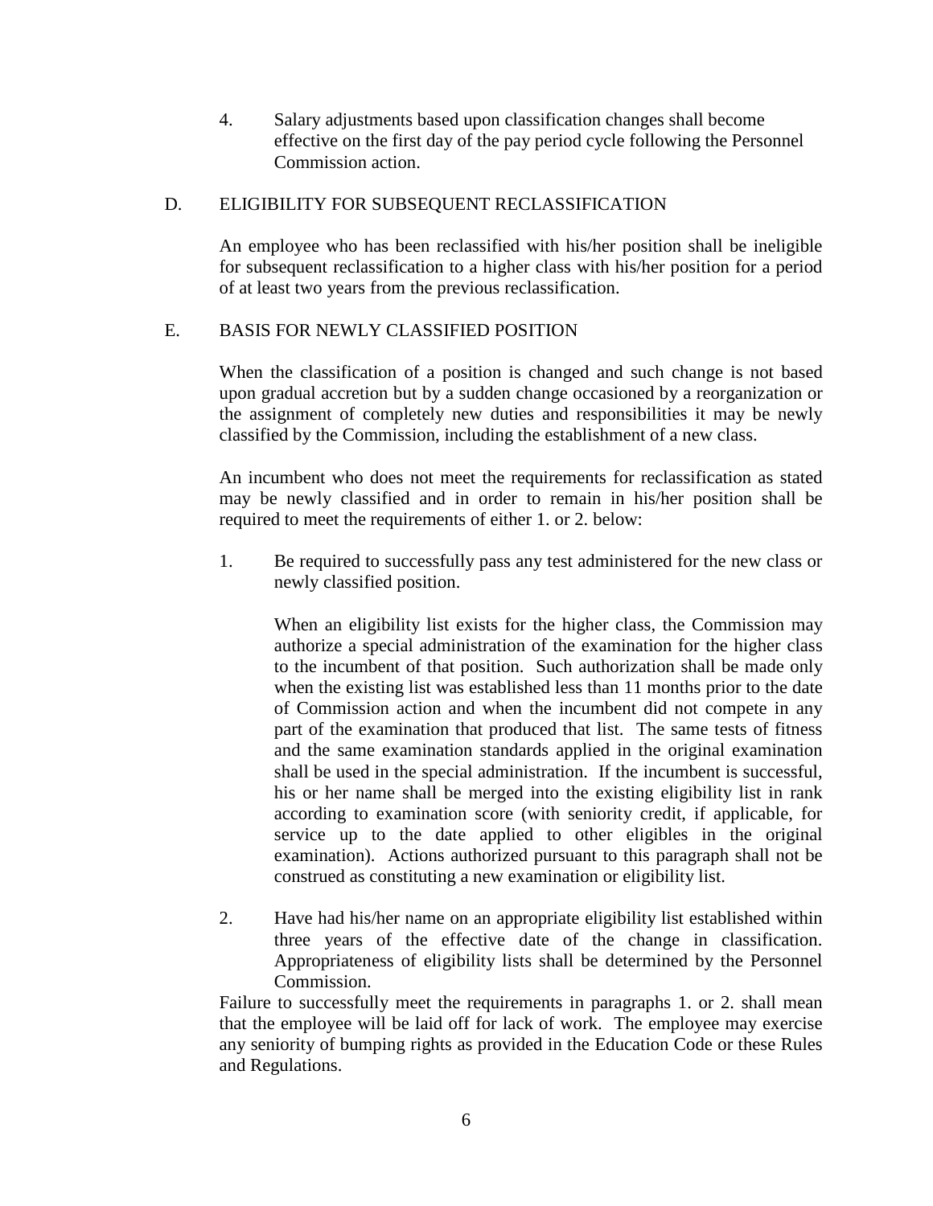4. Salary adjustments based upon classification changes shall become effective on the first day of the pay period cycle following the Personnel Commission action.

## D. ELIGIBILITY FOR SUBSEQUENT RECLASSIFICATION

An employee who has been reclassified with his/her position shall be ineligible for subsequent reclassification to a higher class with his/her position for a period of at least two years from the previous reclassification.

## E. BASIS FOR NEWLY CLASSIFIED POSITION

When the classification of a position is changed and such change is not based upon gradual accretion but by a sudden change occasioned by a reorganization or the assignment of completely new duties and responsibilities it may be newly classified by the Commission, including the establishment of a new class.

An incumbent who does not meet the requirements for reclassification as stated may be newly classified and in order to remain in his/her position shall be required to meet the requirements of either 1. or 2. below:

1. Be required to successfully pass any test administered for the new class or newly classified position.

   When an eligibility list exists for the higher class, the Commission may authorize a special administration of the examination for the higher class to the incumbent of that position. Such authorization shall be made only when the existing list was established less than 11 months prior to the date of Commission action and when the incumbent did not compete in any part of the examination that produced that list. The same tests of fitness and the same examination standards applied in the original examination shall be used in the special administration. If the incumbent is successful, his or her name shall be merged into the existing eligibility list in rank according to examination score (with seniority credit, if applicable, for service up to the date applied to other eligibles in the original examination). Actions authorized pursuant to this paragraph shall not be construed as constituting a new examination or eligibility list.

2. Have had his/her name on an appropriate eligibility list established within three years of the effective date of the change in classification. Appropriateness of eligibility lists shall be determined by the Personnel Commission.

Failure to successfully meet the requirements in paragraphs 1. or 2. shall mean that the employee will be laid off for lack of work. The employee may exercise any seniority of bumping rights as provided in the Education Code or these Rules and Regulations.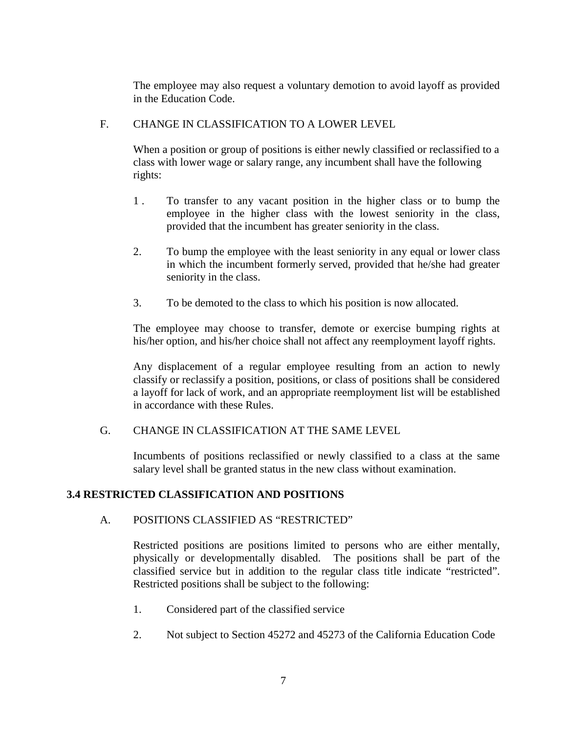The employee may also request a voluntary demotion to avoid layoff as provided in the Education Code.

F. CHANGE IN CLASSIFICATION TO A LOWER LEVEL

When a position or group of positions is either newly classified or reclassified to a class with lower wage or salary range, any incumbent shall have the following rights:

1. To transfer to any vacant position in the higher class or to bump the employee in the higher class with the lowest seniority in the class, provided that the incumbent has greater seniority in the class.

2. To bump the employee with the least seniority in any equal or lower class in which the incumbent formerly served, provided that he/she had greater seniority in the class.

3. To be demoted to the class to which his position is now allocated.

The employee may choose to transfer, demote or exercise bumping rights at his/her option, and his/her choice shall not affect any reemployment layoff rights.

Any displacement of a regular employee resulting from an action to newly classify or reclassify a position, positions, or class of positions shall be considered a layoff for lack of work, and an appropriate reemployment list will be established in accordance with these Rules.

G. CHANGE IN CLASSIFICATION AT THE SAME LEVEL

Incumbents of positions reclassified or newly classified to a class at the same salary level shall be granted status in the new class without examination.

## 3.4 RESTRICTED CLASSIFICATION AND POSITIONS

A. POSITIONS CLASSIFIED AS "RESTRICTED"

Restricted positions are positions limited to persons who are either mentally, physically or developmentally disabled. The positions shall be part of the classified service but in addition to the regular class title indicate "restricted". Restricted positions shall be subject to the following:

1. Considered part of the classified service

2. Not subject to Section 45272 and 45273 of the California Education Code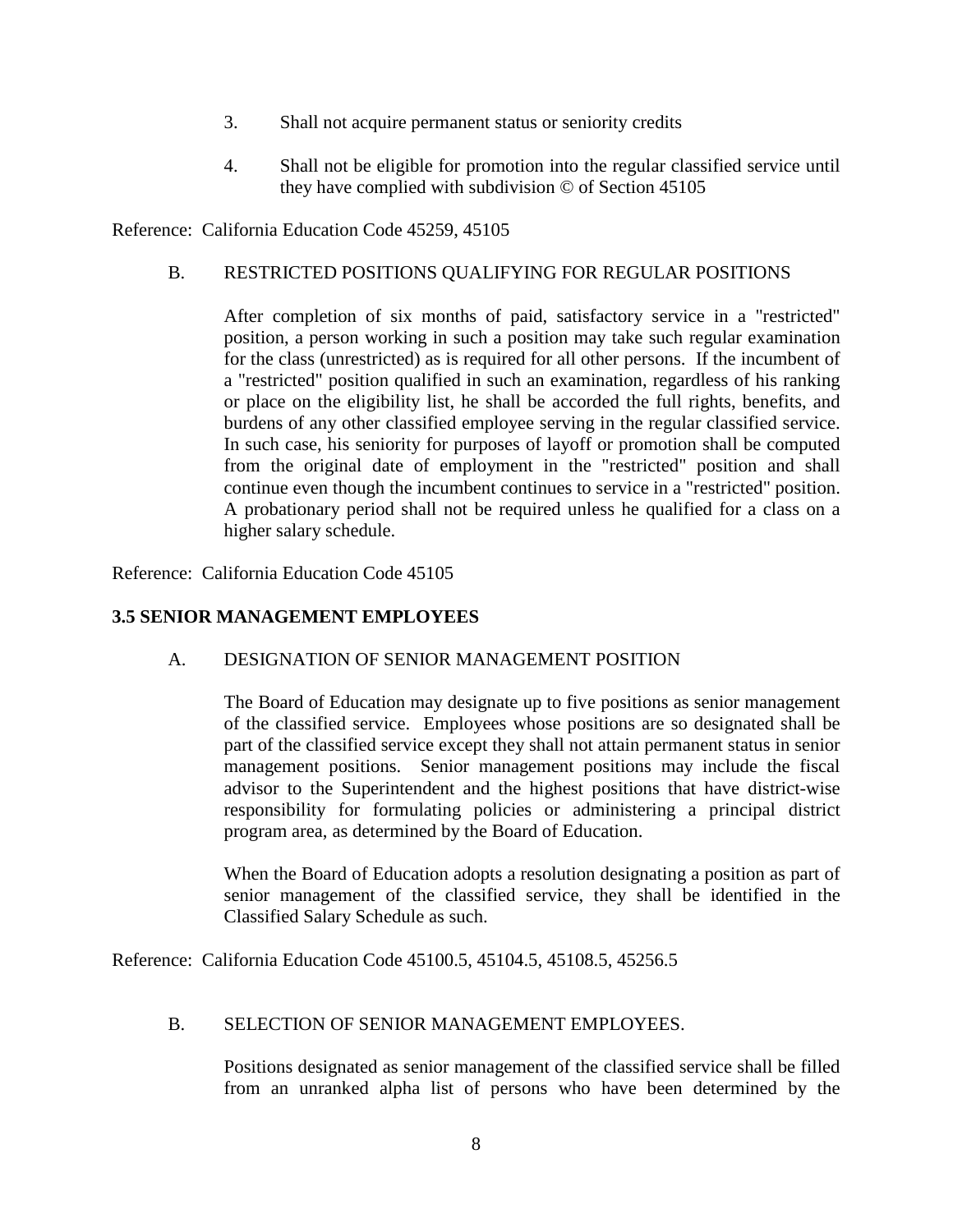3. Shall not acquire permanent status or seniority credits

4. Shall not be eligible for promotion into the regular classified service until they have complied with subdivision © of Section 45105

Reference: California Education Code 45259, 45105

B. RESTRICTED POSITIONS QUALIFYING FOR REGULAR POSITIONS

After completion of six months of paid, satisfactory service in a "restricted" position, a person working in such a position may take such regular examination for the class (unrestricted) as is required for all other persons. If the incumbent of a "restricted" position qualified in such an examination, regardless of his ranking or place on the eligibility list, he shall be accorded the full rights, benefits, and burdens of any other classified employee serving in the regular classified service. In such case, his seniority for purposes of layoff or promotion shall be computed from the original date of employment in the "restricted" position and shall continue even though the incumbent continues to service in a "restricted" position. A probationary period shall not be required unless he qualified for a class on a higher salary schedule.

Reference: California Education Code 45105

## 3.5 SENIOR MANAGEMENT EMPLOYEES

A. DESIGNATION OF SENIOR MANAGEMENT POSITION

The Board of Education may designate up to five positions as senior management of the classified service. Employees whose positions are so designated shall be part of the classified service except they shall not attain permanent status in senior management positions. Senior management positions may include the fiscal advisor to the Superintendent and the highest positions that have district-wise responsibility for formulating policies or administering a principal district program area, as determined by the Board of Education.

When the Board of Education adopts a resolution designating a position as part of senior management of the classified service, they shall be identified in the Classified Salary Schedule as such.

Reference: California Education Code 45100.5, 45104.5, 45108.5, 45256.5

B. SELECTION OF SENIOR MANAGEMENT EMPLOYEES.

Positions designated as senior management of the classified service shall be filled from an unranked alpha list of persons who have been determined by the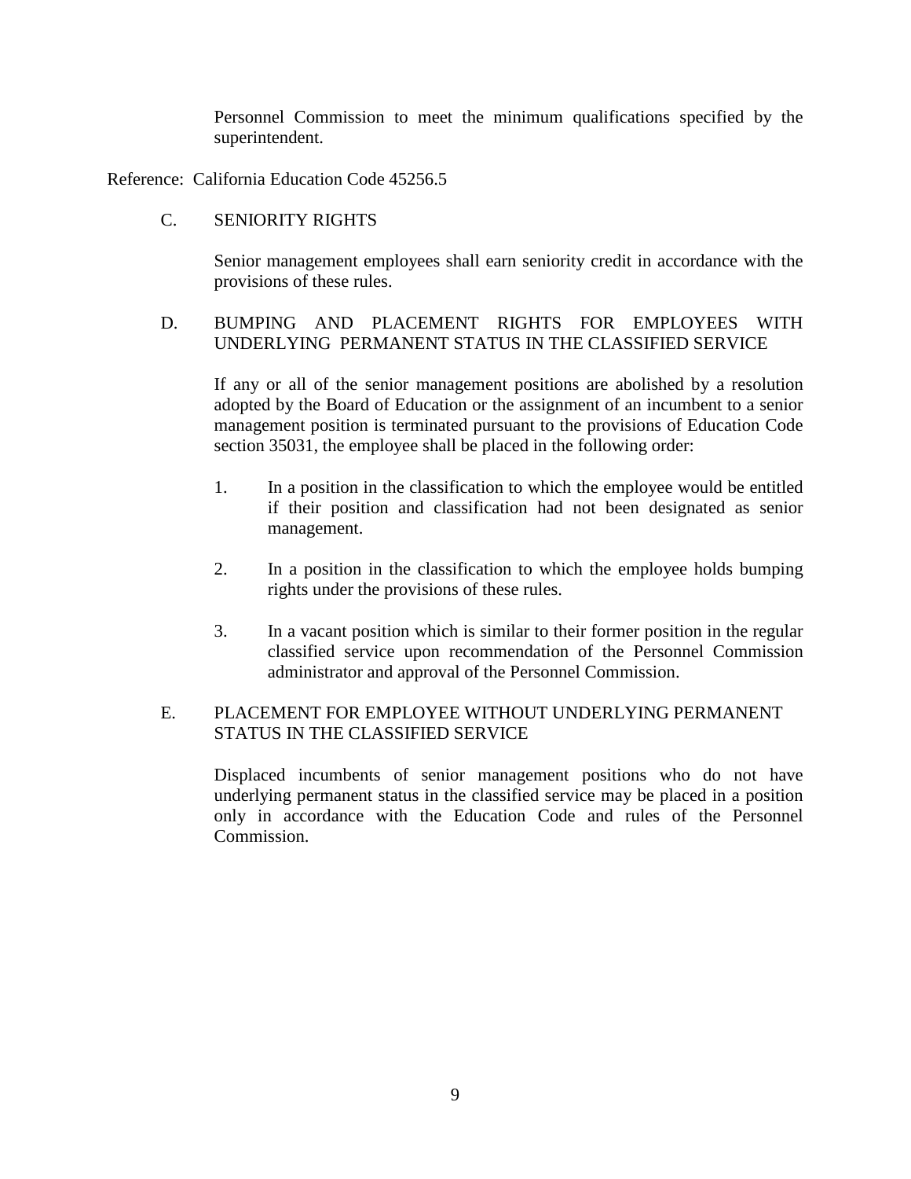Personnel Commission to meet the minimum qualifications specified by the superintendent.

Reference: California Education Code 45256.5

C. SENIORITY RIGHTS

Senior management employees shall earn seniority credit in accordance with the provisions of these rules.

D. BUMPING AND PLACEMENT RIGHTS FOR EMPLOYEES WITH UNDERLYING PERMANENT STATUS IN THE CLASSIFIED SERVICE

If any or all of the senior management positions are abolished by a resolution adopted by the Board of Education or the assignment of an incumbent to a senior management position is terminated pursuant to the provisions of Education Code section 35031, the employee shall be placed in the following order:

1. In a position in the classification to which the employee would be entitled if their position and classification had not been designated as senior management.

2. In a position in the classification to which the employee holds bumping rights under the provisions of these rules.

3. In a vacant position which is similar to their former position in the regular classified service upon recommendation of the Personnel Commission administrator and approval of the Personnel Commission.

E. PLACEMENT FOR EMPLOYEE WITHOUT UNDERLYING PERMANENT STATUS IN THE CLASSIFIED SERVICE

Displaced incumbents of senior management positions who do not have underlying permanent status in the classified service may be placed in a position only in accordance with the Education Code and rules of the Personnel Commission.